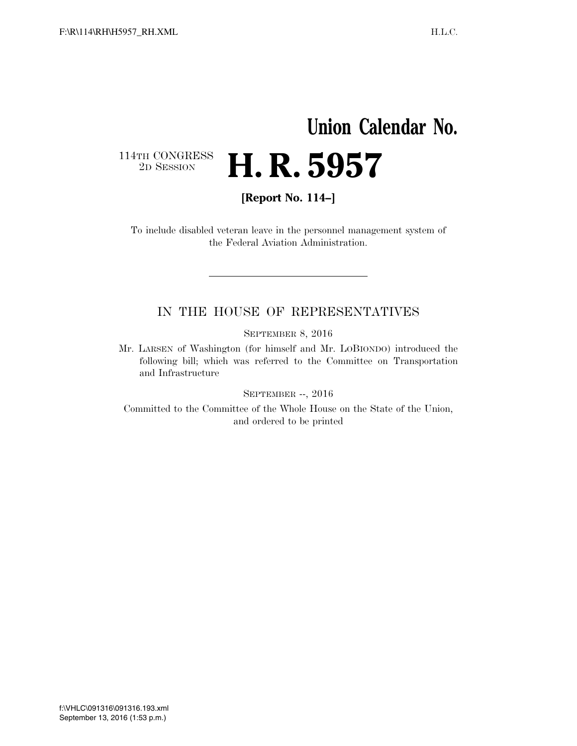**Union Calendar No.**

114TH CONGRESS
2D SESSION

# H. R. 5957

**[Report No. 114–]**

To include disabled veteran leave in the personnel management system of the Federal Aviation Administration.

---

IN THE HOUSE OF REPRESENTATIVES

SEPTEMBER 8, 2016

Mr. LARSEN of Washington (for himself and Mr. LOBIONDO) introduced the following bill; which was referred to the Committee on Transportation and Infrastructure

SEPTEMBER --, 2016

Committed to the Committee of the Whole House on the State of the Union, and ordered to be printed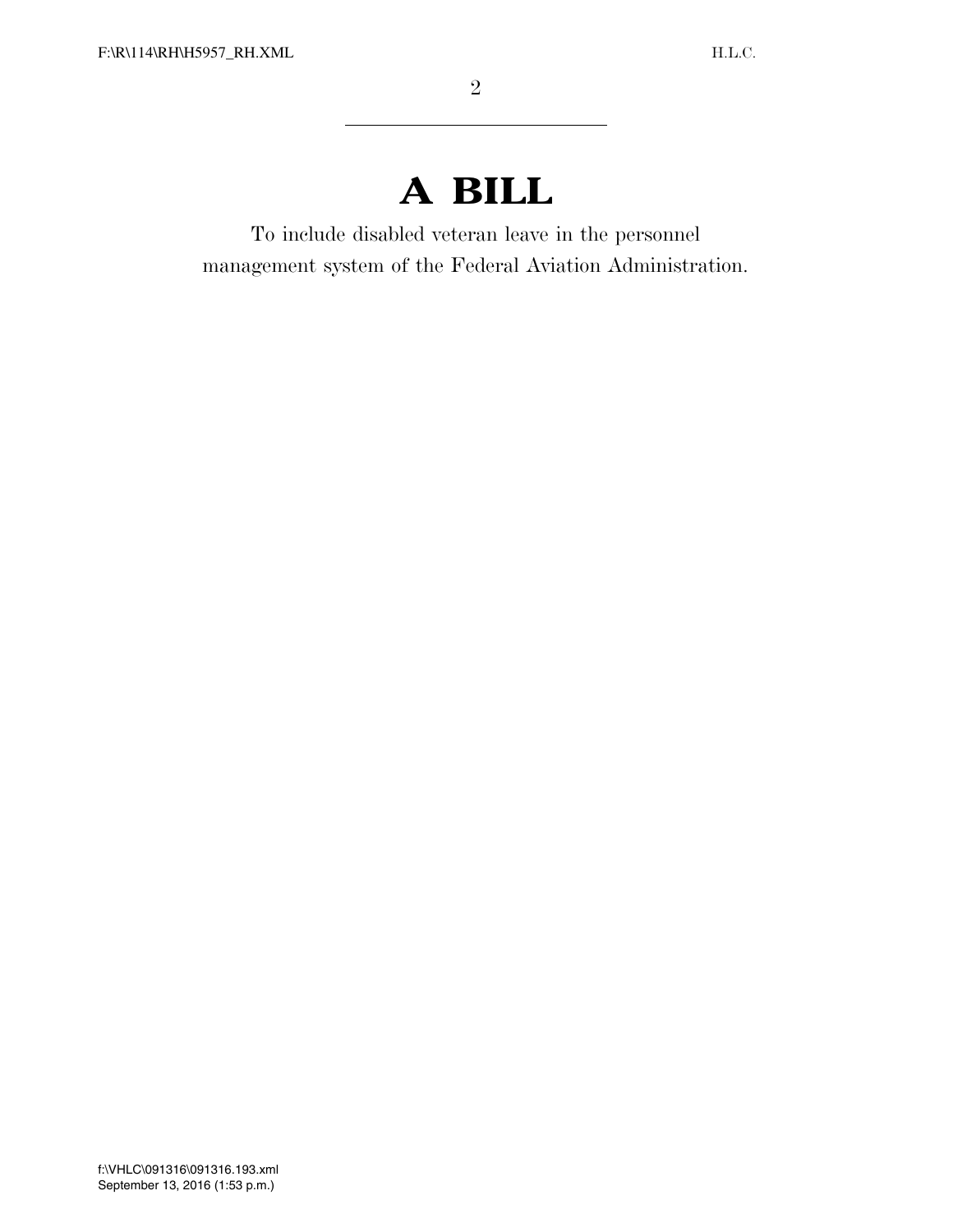# A BILL

To include disabled veteran leave in the personnel management system of the Federal Aviation Administration.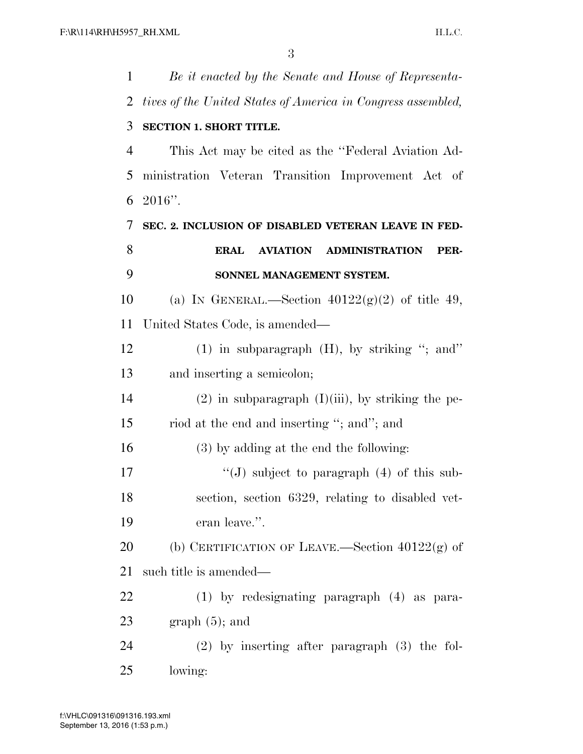*Be it enacted by the Senate and House of Representatives of the United States of America in Congress assembled,*

**SECTION 1. SHORT TITLE.**

This Act may be cited as the "Federal Aviation Administration Veteran Transition Improvement Act of 2016".

**SEC. 2. INCLUSION OF DISABLED VETERAN LEAVE IN FEDERAL AVIATION ADMINISTRATION PERSONNEL MANAGEMENT SYSTEM.**

(a) IN GENERAL.—Section 40122(g)(2) of title 49, United States Code, is amended—

(1) in subparagraph (H), by striking "; and" and inserting a semicolon;

(2) in subparagraph (I)(iii), by striking the period at the end and inserting "; and"; and

(3) by adding at the end the following:

"(J) subject to paragraph (4) of this subsection, section 6329, relating to disabled veteran leave.".

(b) CERTIFICATION OF LEAVE.—Section 40122(g) of such title is amended—

(1) by redesignating paragraph (4) as paragraph (5); and

(2) by inserting after paragraph (3) the following: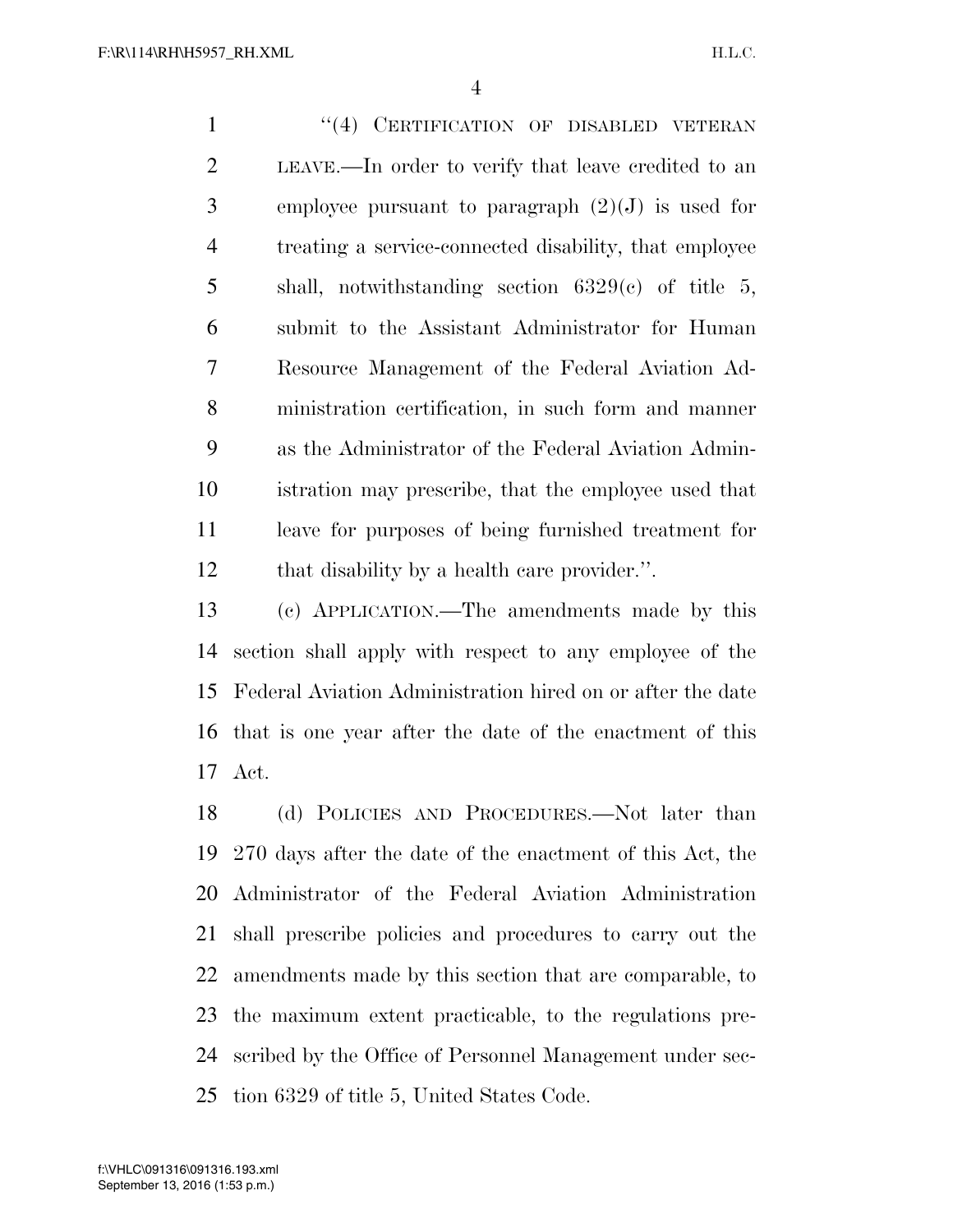"(4) CERTIFICATION OF DISABLED VETERAN LEAVE.—In order to verify that leave credited to an employee pursuant to paragraph (2)(J) is used for treating a service-connected disability, that employee shall, notwithstanding section 6329(c) of title 5, submit to the Assistant Administrator for Human Resource Management of the Federal Aviation Administration certification, in such form and manner as the Administrator of the Federal Aviation Administration may prescribe, that the employee used that leave for purposes of being furnished treatment for that disability by a health care provider.".

(c) APPLICATION.—The amendments made by this section shall apply with respect to any employee of the Federal Aviation Administration hired on or after the date that is one year after the date of the enactment of this Act.

(d) POLICIES AND PROCEDURES.—Not later than 270 days after the date of the enactment of this Act, the Administrator of the Federal Aviation Administration shall prescribe policies and procedures to carry out the amendments made by this section that are comparable, to the maximum extent practicable, to the regulations prescribed by the Office of Personnel Management under section 6329 of title 5, United States Code.